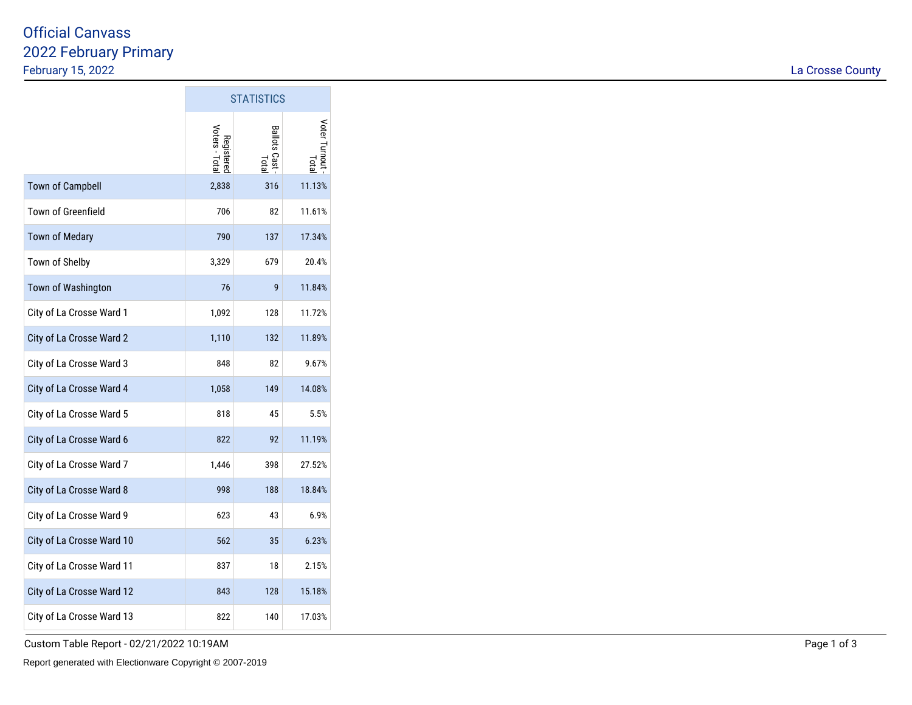# Official Canvass

## 2022 February Primary

February 15, 2022

La Crosse County

| | STATISTICS | | |
|---|---|---|---|
| | Registered Voters - Total | Ballots Cast - Total | Voter Turnout - Total |
| Town of Campbell | 2,838 | 316 | 11.13% |
| Town of Greenfield | 706 | 82 | 11.61% |
| Town of Medary | 790 | 137 | 17.34% |
| Town of Shelby | 3,329 | 679 | 20.4% |
| Town of Washington | 76 | 9 | 11.84% |
| City of La Crosse Ward 1 | 1,092 | 128 | 11.72% |
| City of La Crosse Ward 2 | 1,110 | 132 | 11.89% |
| City of La Crosse Ward 3 | 848 | 82 | 9.67% |
| City of La Crosse Ward 4 | 1,058 | 149 | 14.08% |
| City of La Crosse Ward 5 | 818 | 45 | 5.5% |
| City of La Crosse Ward 6 | 822 | 92 | 11.19% |
| City of La Crosse Ward 7 | 1,446 | 398 | 27.52% |
| City of La Crosse Ward 8 | 998 | 188 | 18.84% |
| City of La Crosse Ward 9 | 623 | 43 | 6.9% |
| City of La Crosse Ward 10 | 562 | 35 | 6.23% |
| City of La Crosse Ward 11 | 837 | 18 | 2.15% |
| City of La Crosse Ward 12 | 843 | 128 | 15.18% |
| City of La Crosse Ward 13 | 822 | 140 | 17.03% |

Custom Table Report - 02/21/2022 10:19AM

Report generated with Electionware Copyright © 2007-2019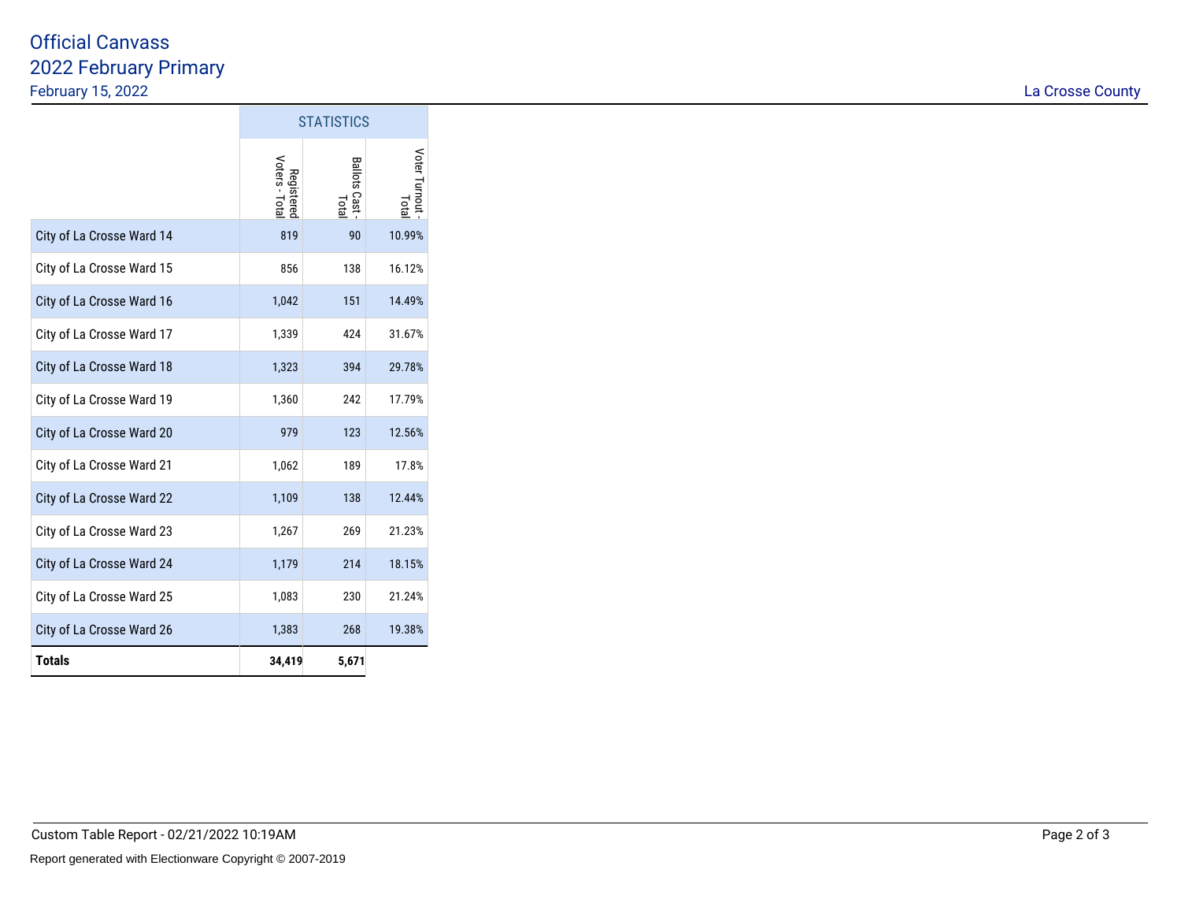# Official Canvass
## 2022 February Primary
February 15, 2022

La Crosse County

| | STATISTICS | | |
|---|---|---|---|
| | Registered Voters - Total | Ballots Cast - Total | Voter Turnout - Total |
| City of La Crosse Ward 14 | 819 | 90 | 10.99% |
| City of La Crosse Ward 15 | 856 | 138 | 16.12% |
| City of La Crosse Ward 16 | 1,042 | 151 | 14.49% |
| City of La Crosse Ward 17 | 1,339 | 424 | 31.67% |
| City of La Crosse Ward 18 | 1,323 | 394 | 29.78% |
| City of La Crosse Ward 19 | 1,360 | 242 | 17.79% |
| City of La Crosse Ward 20 | 979 | 123 | 12.56% |
| City of La Crosse Ward 21 | 1,062 | 189 | 17.8% |
| City of La Crosse Ward 22 | 1,109 | 138 | 12.44% |
| City of La Crosse Ward 23 | 1,267 | 269 | 21.23% |
| City of La Crosse Ward 24 | 1,179 | 214 | 18.15% |
| City of La Crosse Ward 25 | 1,083 | 230 | 21.24% |
| City of La Crosse Ward 26 | 1,383 | 268 | 19.38% |
| **Totals** | **34,419** | **5,671** | |

Custom Table Report - 02/21/2022 10:19AM

Report generated with Electionware Copyright © 2007-2019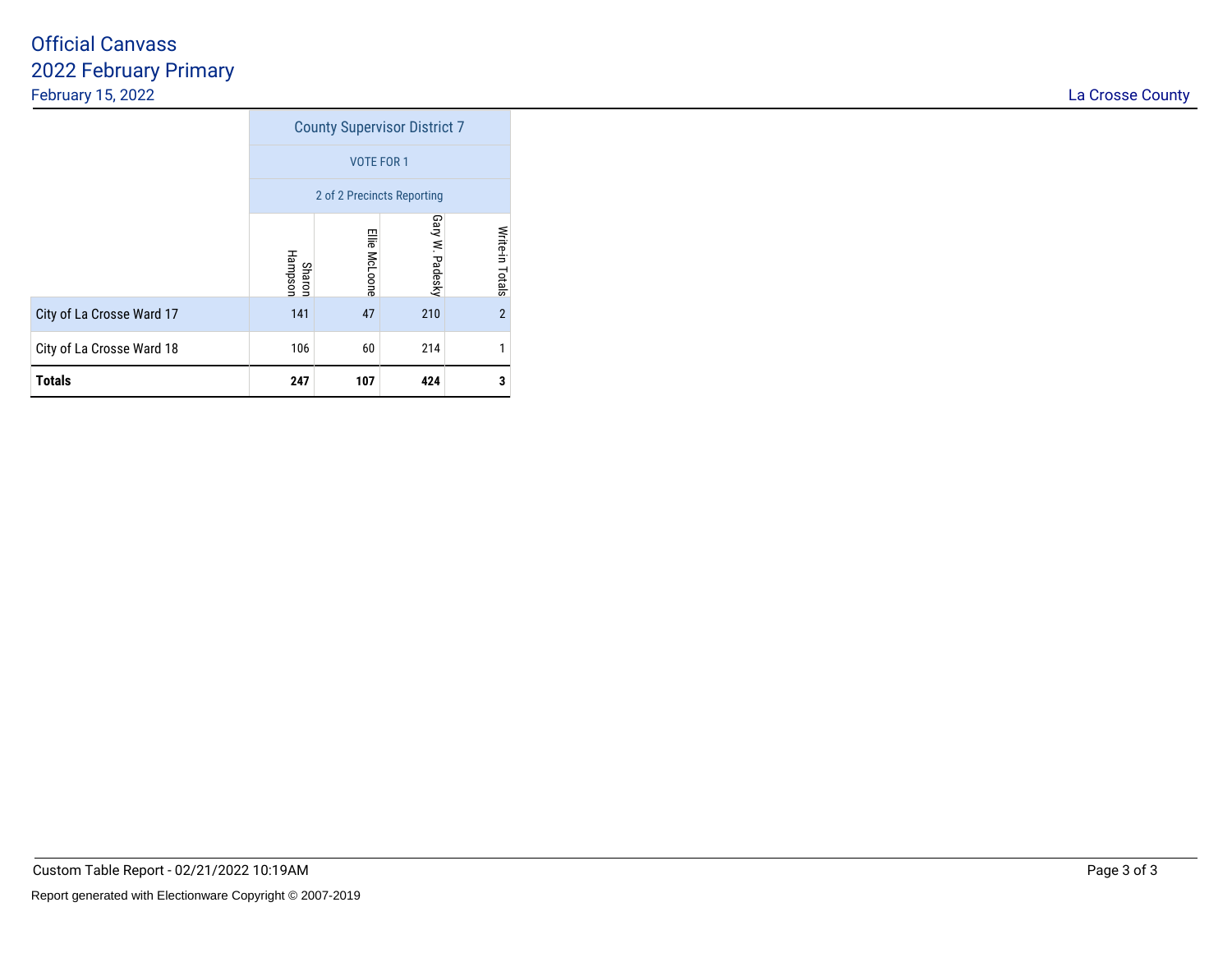# Official Canvass

## 2022 February Primary

February 15, 2022

La Crosse County

| | County Supervisor District 7 | | | |
|---|---|---|---|---|
| | VOTE FOR 1 | | | |
| | 2 of 2 Precincts Reporting | | | |
| | Sharon Hampson | Ellie McLoone | Gary W. Padesky | Write-in Totals |
| City of La Crosse Ward 17 | 141 | 47 | 210 | 2 |
| City of La Crosse Ward 18 | 106 | 60 | 214 | 1 |
| **Totals** | **247** | **107** | **424** | **3** |

Custom Table Report - 02/21/2022 10:19AM

Report generated with Electionware Copyright © 2007-2019